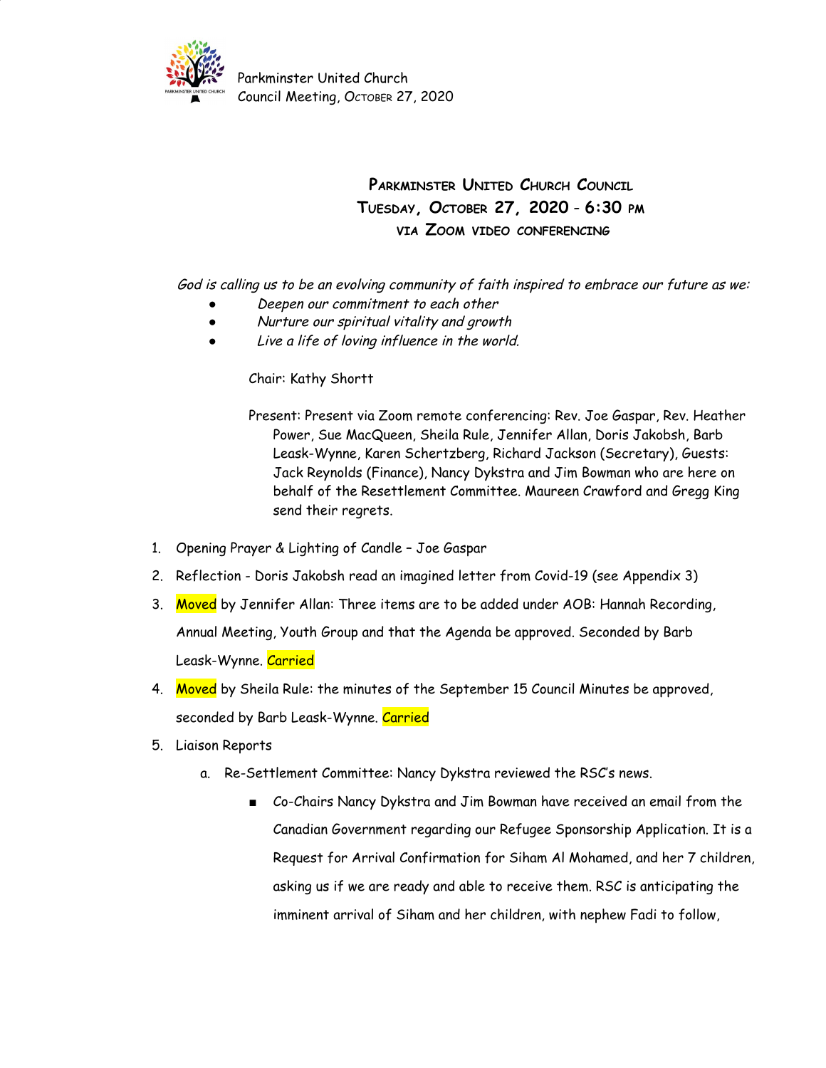# Parkminster United Church Council
## Tuesday, October 27, 2020 - 6:30 pm
### via Zoom video conferencing

*God is calling us to be an evolving community of faith inspired to embrace our future as we:*

- *Deepen our commitment to each other*
- *Nurture our spiritual vitality and growth*
- *Live a life of loving influence in the world.*

Chair: Kathy Shortt

Present: Present via Zoom remote conferencing: Rev. Joe Gaspar, Rev. Heather Power, Sue MacQueen, Sheila Rule, Jennifer Allan, Doris Jakobsh, Barb Leask-Wynne, Karen Schertzberg, Richard Jackson (Secretary), Guests: Jack Reynolds (Finance), Nancy Dykstra and Jim Bowman who are here on behalf of the Resettlement Committee. Maureen Crawford and Gregg King send their regrets.

1. Opening Prayer & Lighting of Candle – Joe Gaspar
2. Reflection - Doris Jakobsh read an imagined letter from Covid-19 (see Appendix 3)
3. Moved by Jennifer Allan: Three items are to be added under AOB: Hannah Recording, Annual Meeting, Youth Group and that the Agenda be approved. Seconded by Barb Leask-Wynne. Carried
4. Moved by Sheila Rule: the minutes of the September 15 Council Minutes be approved, seconded by Barb Leask-Wynne. Carried
5. Liaison Reports
   a. Re-Settlement Committee: Nancy Dykstra reviewed the RSC's news.
      - Co-Chairs Nancy Dykstra and Jim Bowman have received an email from the Canadian Government regarding our Refugee Sponsorship Application. It is a Request for Arrival Confirmation for Siham Al Mohamed, and her 7 children, asking us if we are ready and able to receive them. RSC is anticipating the imminent arrival of Siham and her children, with nephew Fadi to follow,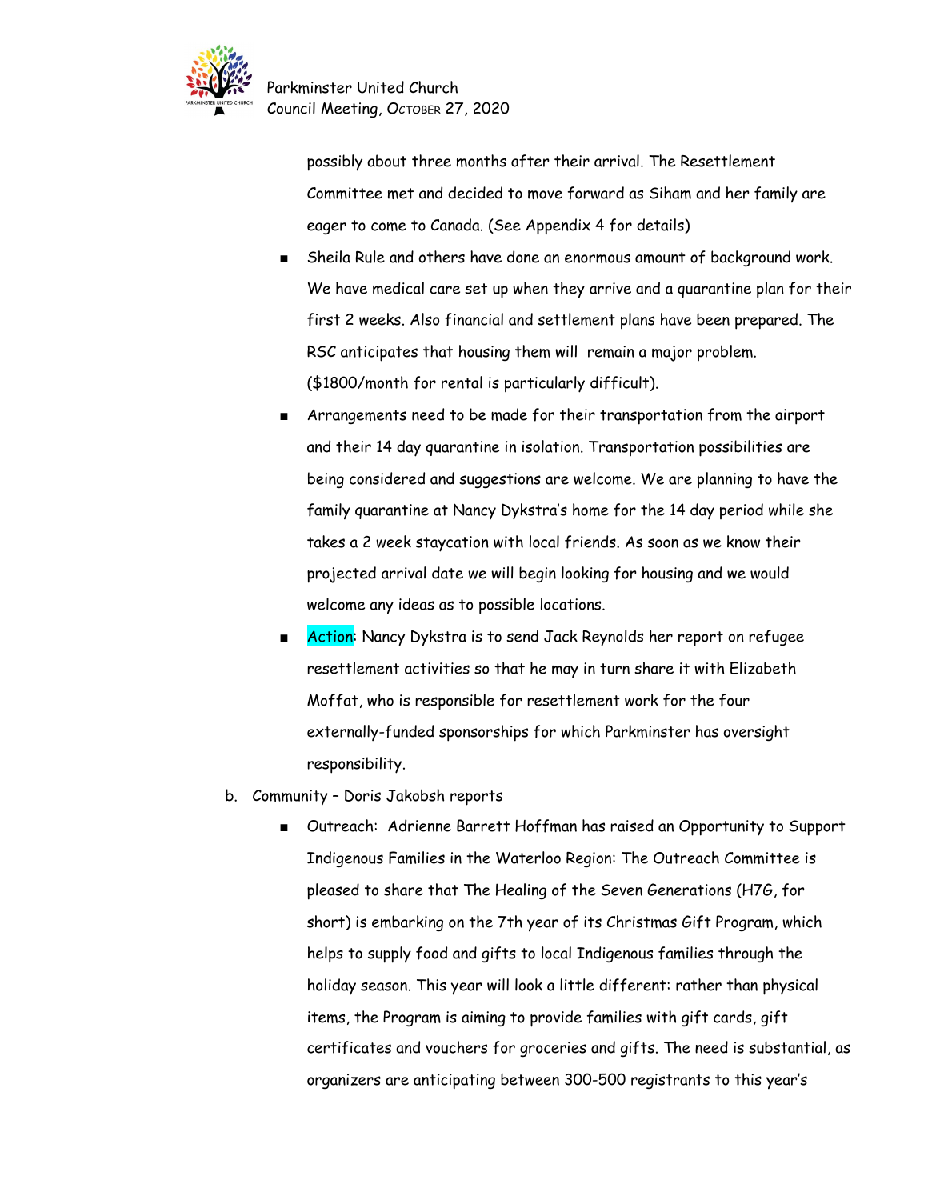possibly about three months after their arrival. The Resettlement Committee met and decided to move forward as Siham and her family are eager to come to Canada. (See Appendix 4 for details)

- Sheila Rule and others have done an enormous amount of background work. We have medical care set up when they arrive and a quarantine plan for their first 2 weeks. Also financial and settlement plans have been prepared. The RSC anticipates that housing them will remain a major problem. ($1800/month for rental is particularly difficult).
- Arrangements need to be made for their transportation from the airport and their 14 day quarantine in isolation. Transportation possibilities are being considered and suggestions are welcome. We are planning to have the family quarantine at Nancy Dykstra's home for the 14 day period while she takes a 2 week staycation with local friends. As soon as we know their projected arrival date we will begin looking for housing and we would welcome any ideas as to possible locations.
- Action: Nancy Dykstra is to send Jack Reynolds her report on refugee resettlement activities so that he may in turn share it with Elizabeth Moffat, who is responsible for resettlement work for the four externally-funded sponsorships for which Parkminster has oversight responsibility.

b. Community – Doris Jakobsh reports

- Outreach: Adrienne Barrett Hoffman has raised an Opportunity to Support Indigenous Families in the Waterloo Region: The Outreach Committee is pleased to share that The Healing of the Seven Generations (H7G, for short) is embarking on the 7th year of its Christmas Gift Program, which helps to supply food and gifts to local Indigenous families through the holiday season. This year will look a little different: rather than physical items, the Program is aiming to provide families with gift cards, gift certificates and vouchers for groceries and gifts. The need is substantial, as organizers are anticipating between 300-500 registrants to this year's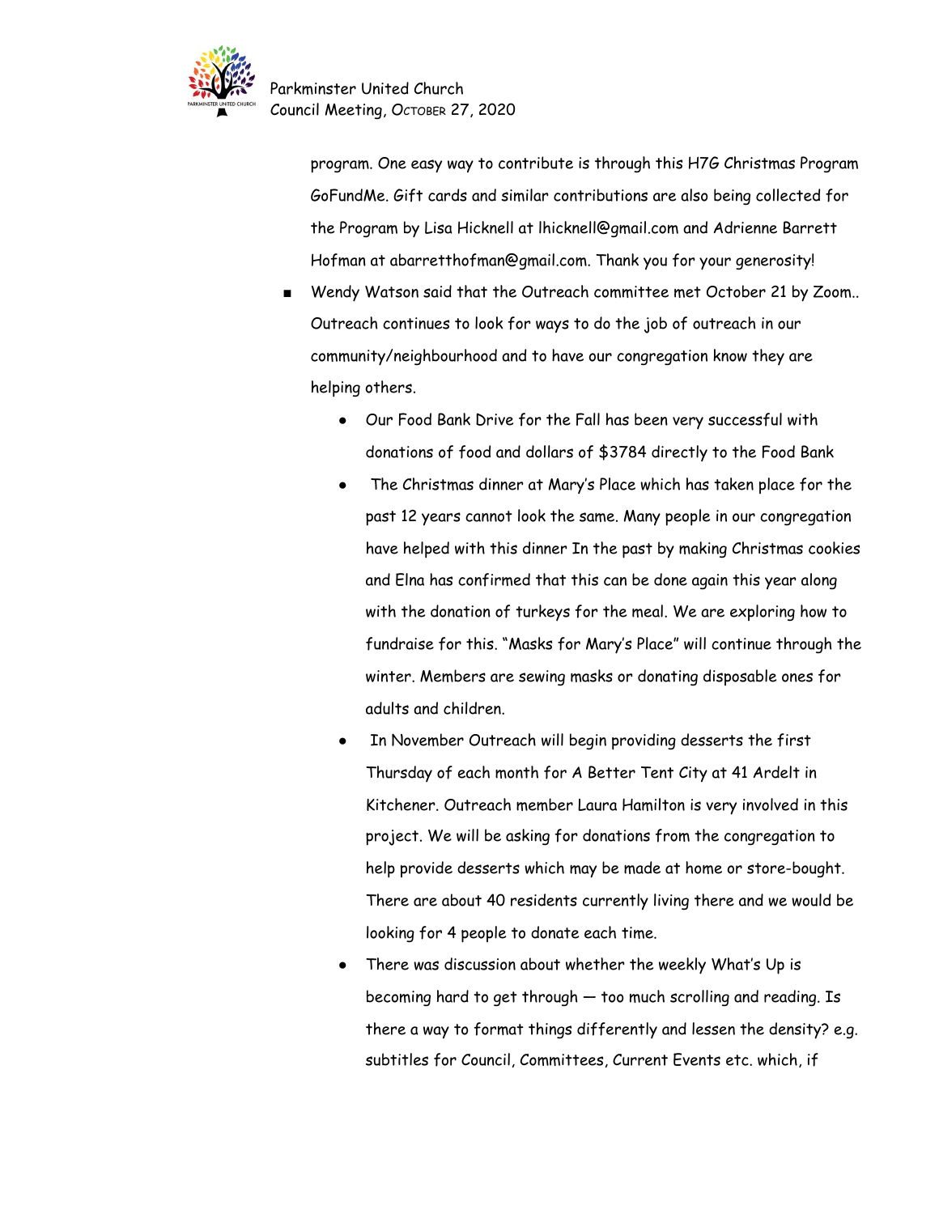program. One easy way to contribute is through this H7G Christmas Program GoFundMe. Gift cards and similar contributions are also being collected for the Program by Lisa Hicknell at lhicknell@gmail.com and Adrienne Barrett Hofman at abarretthofman@gmail.com. Thank you for your generosity!

- Wendy Watson said that the Outreach committee met October 21 by Zoom.. Outreach continues to look for ways to do the job of outreach in our community/neighbourhood and to have our congregation know they are helping others.
  - Our Food Bank Drive for the Fall has been very successful with donations of food and dollars of $3784 directly to the Food Bank
  - The Christmas dinner at Mary's Place which has taken place for the past 12 years cannot look the same. Many people in our congregation have helped with this dinner In the past by making Christmas cookies and Elna has confirmed that this can be done again this year along with the donation of turkeys for the meal. We are exploring how to fundraise for this. "Masks for Mary's Place" will continue through the winter. Members are sewing masks or donating disposable ones for adults and children.
  - In November Outreach will begin providing desserts the first Thursday of each month for A Better Tent City at 41 Ardelt in Kitchener. Outreach member Laura Hamilton is very involved in this project. We will be asking for donations from the congregation to help provide desserts which may be made at home or store-bought. There are about 40 residents currently living there and we would be looking for 4 people to donate each time.
  - There was discussion about whether the weekly What's Up is becoming hard to get through — too much scrolling and reading. Is there a way to format things differently and lessen the density? e.g. subtitles for Council, Committees, Current Events etc. which, if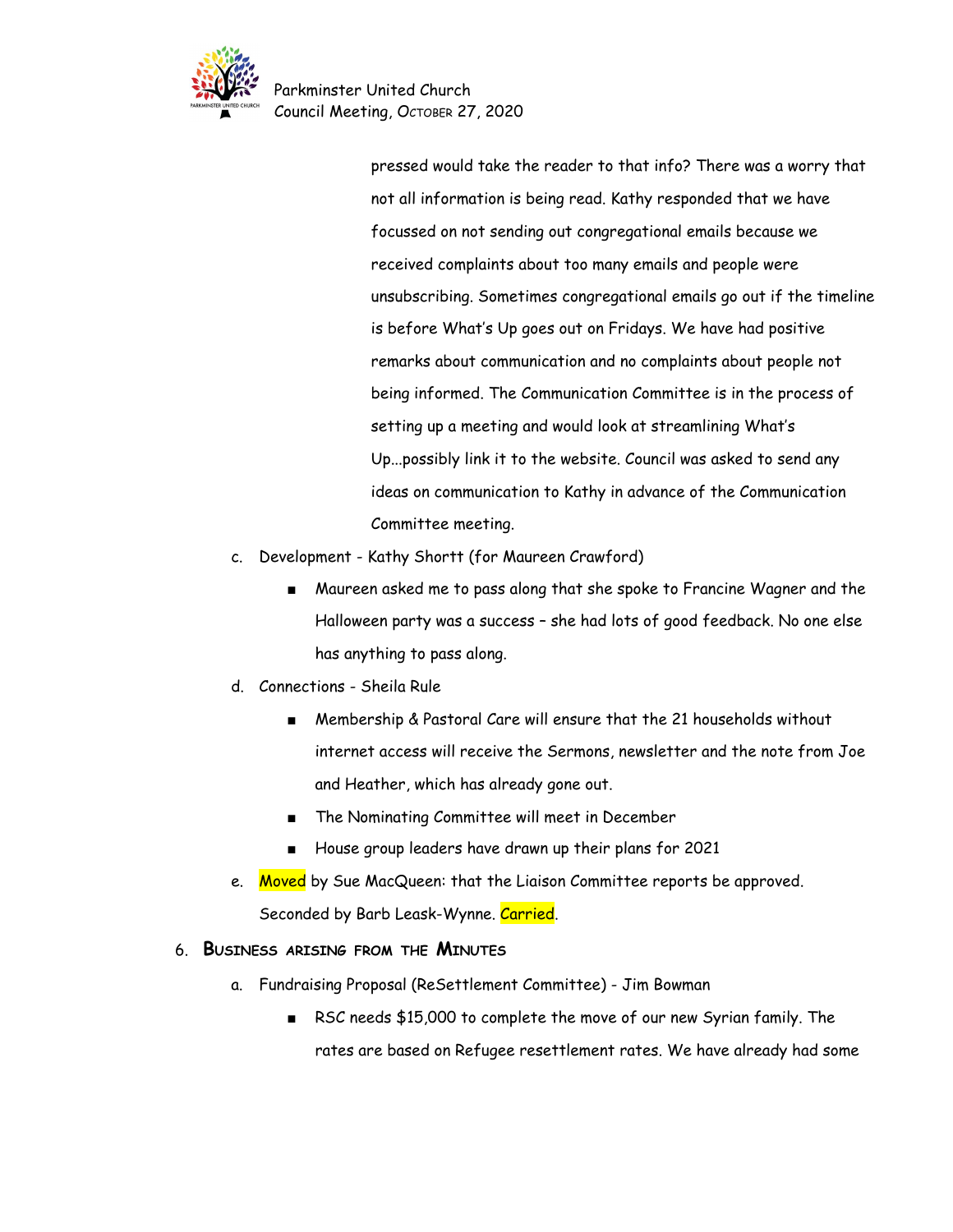pressed would take the reader to that info? There was a worry that not all information is being read. Kathy responded that we have focussed on not sending out congregational emails because we received complaints about too many emails and people were unsubscribing. Sometimes congregational emails go out if the timeline is before What's Up goes out on Fridays. We have had positive remarks about communication and no complaints about people not being informed. The Communication Committee is in the process of setting up a meeting and would look at streamlining What's Up...possibly link it to the website. Council was asked to send any ideas on communication to Kathy in advance of the Communication Committee meeting.

c. Development - Kathy Shortt (for Maureen Crawford)
   - Maureen asked me to pass along that she spoke to Francine Wagner and the Halloween party was a success – she had lots of good feedback. No one else has anything to pass along.

d. Connections - Sheila Rule
   - Membership & Pastoral Care will ensure that the 21 households without internet access will receive the Sermons, newsletter and the note from Joe and Heather, which has already gone out.
   - The Nominating Committee will meet in December
   - House group leaders have drawn up their plans for 2021

e. Moved by Sue MacQueen: that the Liaison Committee reports be approved. Seconded by Barb Leask-Wynne. Carried.

## 6. Business arising from the Minutes

a. Fundraising Proposal (ReSettlement Committee) - Jim Bowman
   - RSC needs $15,000 to complete the move of our new Syrian family. The rates are based on Refugee resettlement rates. We have already had some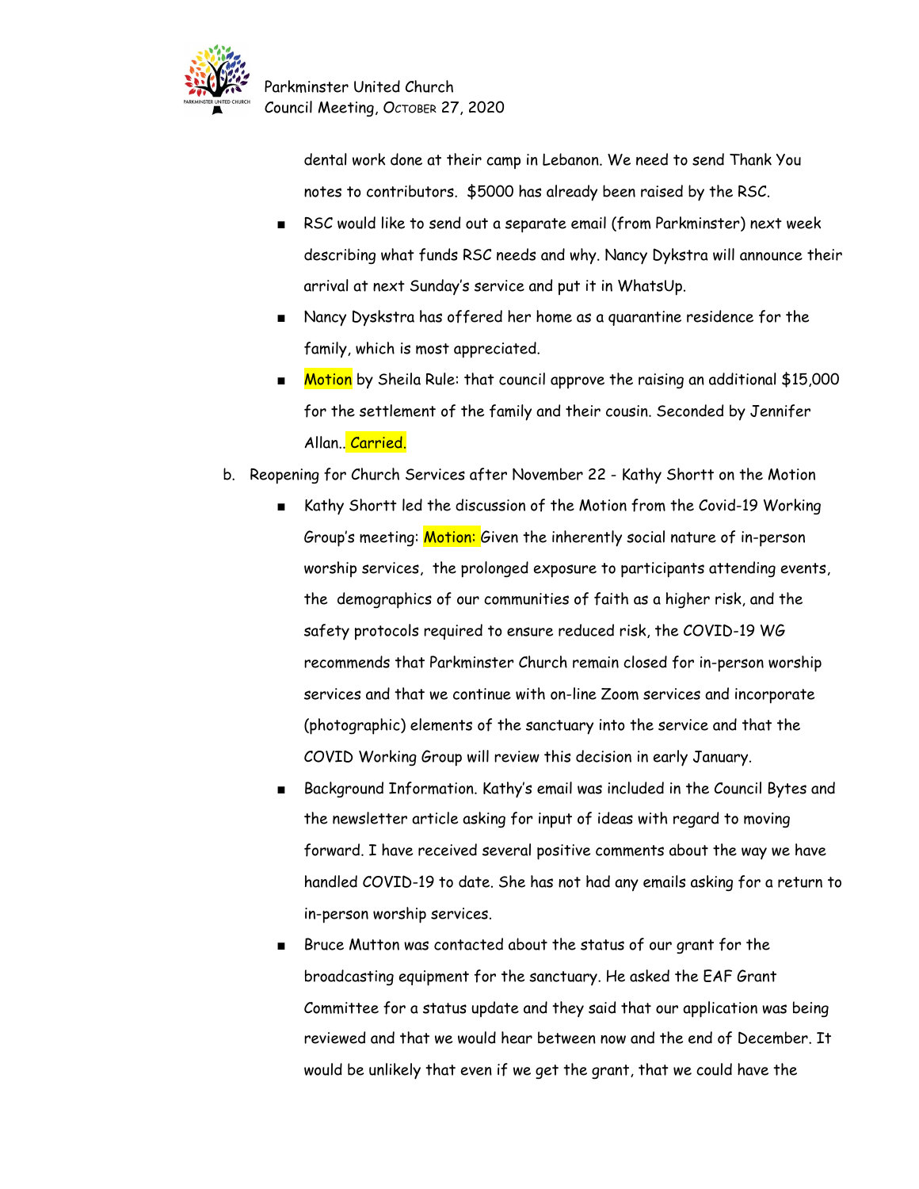dental work done at their camp in Lebanon. We need to send Thank You notes to contributors.  $5000 has already been raised by the RSC.

- RSC would like to send out a separate email (from Parkminster) next week describing what funds RSC needs and why. Nancy Dykstra will announce their arrival at next Sunday's service and put it in WhatsUp.
- Nancy Dyskstra has offered her home as a quarantine residence for the family, which is most appreciated.
- Motion by Sheila Rule: that council approve the raising an additional $15,000 for the settlement of the family and their cousin. Seconded by Jennifer Allan.. Carried.

b. Reopening for Church Services after November 22 - Kathy Shortt on the Motion

- Kathy Shortt led the discussion of the Motion from the Covid-19 Working Group's meeting: Motion: Given the inherently social nature of in-person worship services,  the prolonged exposure to participants attending events, the  demographics of our communities of faith as a higher risk, and the safety protocols required to ensure reduced risk, the COVID-19 WG recommends that Parkminster Church remain closed for in-person worship services and that we continue with on-line Zoom services and incorporate (photographic) elements of the sanctuary into the service and that the COVID Working Group will review this decision in early January.
- Background Information. Kathy's email was included in the Council Bytes and the newsletter article asking for input of ideas with regard to moving forward. I have received several positive comments about the way we have handled COVID-19 to date. She has not had any emails asking for a return to in-person worship services.
- Bruce Mutton was contacted about the status of our grant for the broadcasting equipment for the sanctuary. He asked the EAF Grant Committee for a status update and they said that our application was being reviewed and that we would hear between now and the end of December. It would be unlikely that even if we get the grant, that we could have the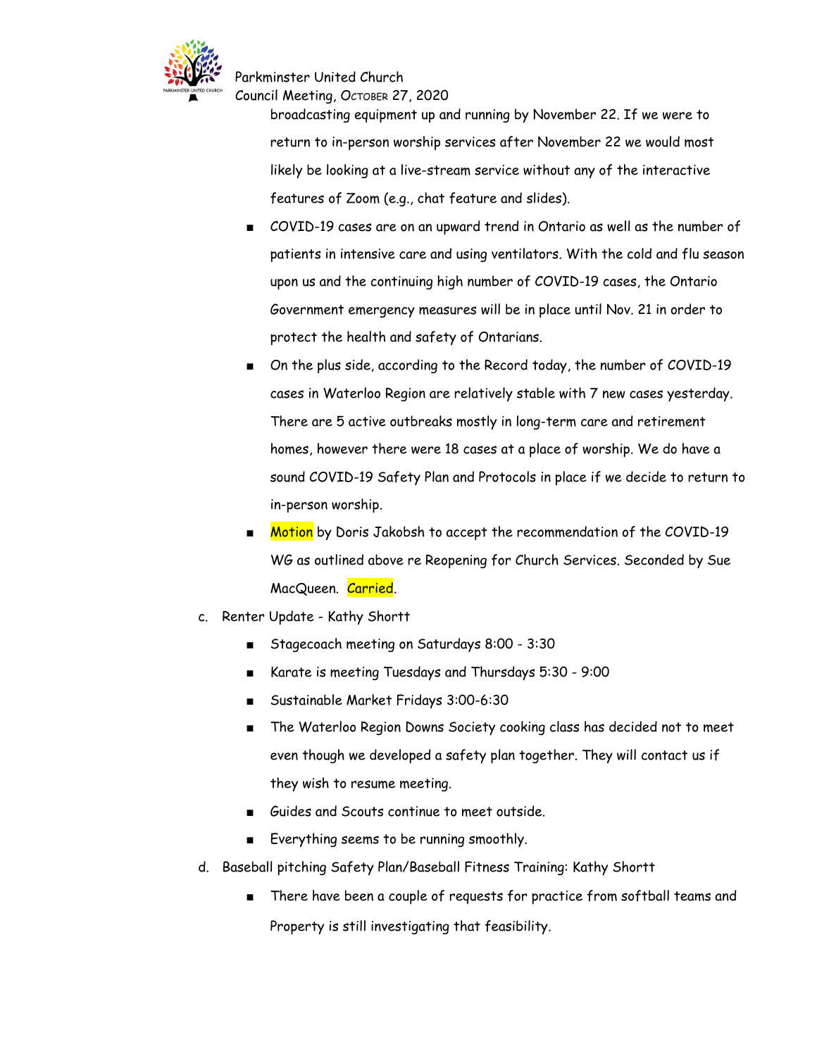broadcasting equipment up and running by November 22. If we were to return to in-person worship services after November 22 we would most likely be looking at a live-stream service without any of the interactive features of Zoom (e.g., chat feature and slides).

- COVID-19 cases are on an upward trend in Ontario as well as the number of patients in intensive care and using ventilators. With the cold and flu season upon us and the continuing high number of COVID-19 cases, the Ontario Government emergency measures will be in place until Nov. 21 in order to protect the health and safety of Ontarians.
- On the plus side, according to the Record today, the number of COVID-19 cases in Waterloo Region are relatively stable with 7 new cases yesterday. There are 5 active outbreaks mostly in long-term care and retirement homes, however there were 18 cases at a place of worship. We do have a sound COVID-19 Safety Plan and Protocols in place if we decide to return to in-person worship.
- Motion by Doris Jakobsh to accept the recommendation of the COVID-19 WG as outlined above re Reopening for Church Services. Seconded by Sue MacQueen. Carried.

c. Renter Update - Kathy Shortt

- Stagecoach meeting on Saturdays 8:00 - 3:30
- Karate is meeting Tuesdays and Thursdays 5:30 - 9:00
- Sustainable Market Fridays 3:00-6:30
- The Waterloo Region Downs Society cooking class has decided not to meet even though we developed a safety plan together. They will contact us if they wish to resume meeting.
- Guides and Scouts continue to meet outside.
- Everything seems to be running smoothly.

d. Baseball pitching Safety Plan/Baseball Fitness Training: Kathy Shortt

- There have been a couple of requests for practice from softball teams and Property is still investigating that feasibility.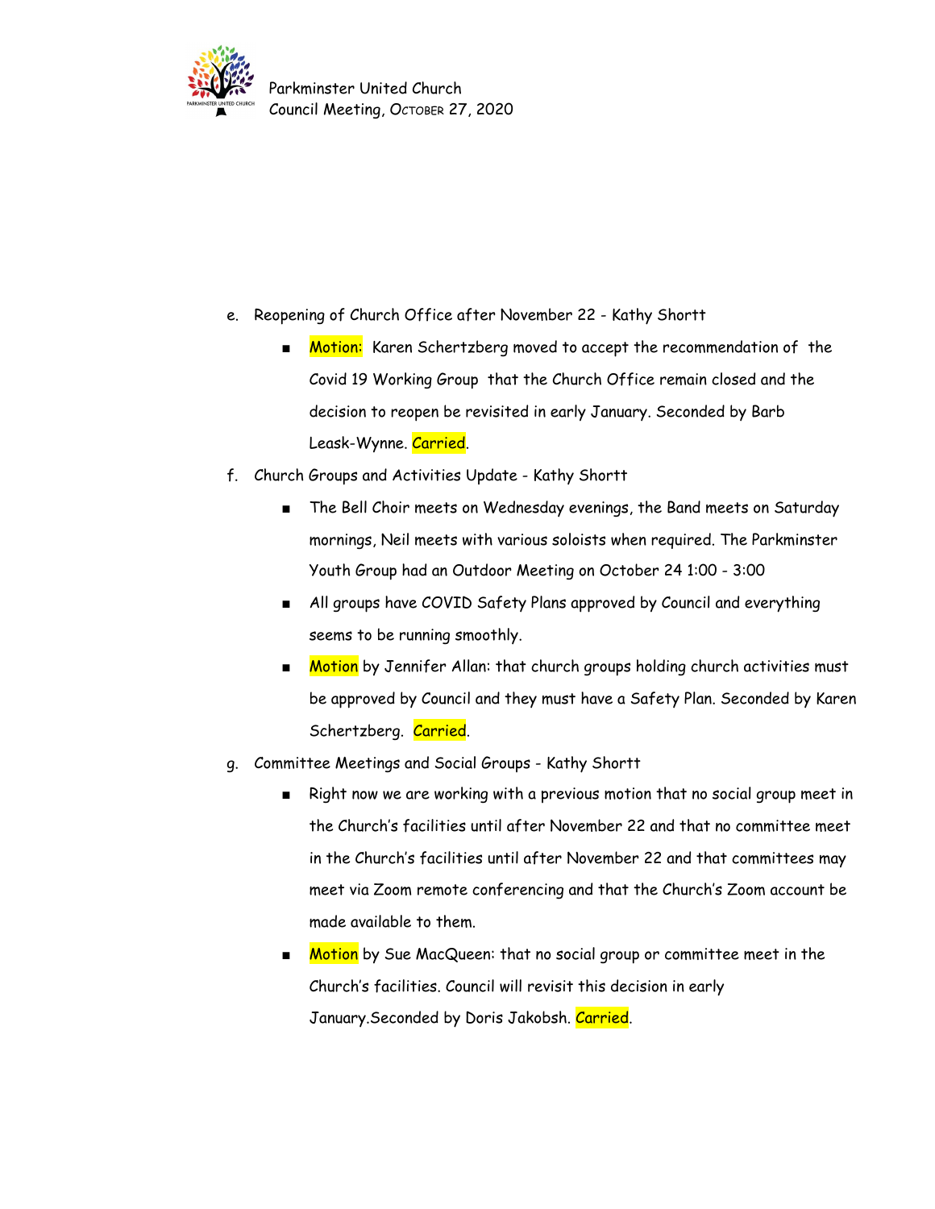e. Reopening of Church Office after November 22 - Kathy Shortt

   - Motion: Karen Schertzberg moved to accept the recommendation of the Covid 19 Working Group that the Church Office remain closed and the decision to reopen be revisited in early January. Seconded by Barb Leask-Wynne. Carried.

f. Church Groups and Activities Update - Kathy Shortt

   - The Bell Choir meets on Wednesday evenings, the Band meets on Saturday mornings, Neil meets with various soloists when required. The Parkminster Youth Group had an Outdoor Meeting on October 24 1:00 - 3:00
   - All groups have COVID Safety Plans approved by Council and everything seems to be running smoothly.
   - Motion by Jennifer Allan: that church groups holding church activities must be approved by Council and they must have a Safety Plan. Seconded by Karen Schertzberg. Carried.

g. Committee Meetings and Social Groups - Kathy Shortt

   - Right now we are working with a previous motion that no social group meet in the Church's facilities until after November 22 and that no committee meet in the Church's facilities until after November 22 and that committees may meet via Zoom remote conferencing and that the Church's Zoom account be made available to them.
   - Motion by Sue MacQueen: that no social group or committee meet in the Church's facilities. Council will revisit this decision in early January.Seconded by Doris Jakobsh. Carried.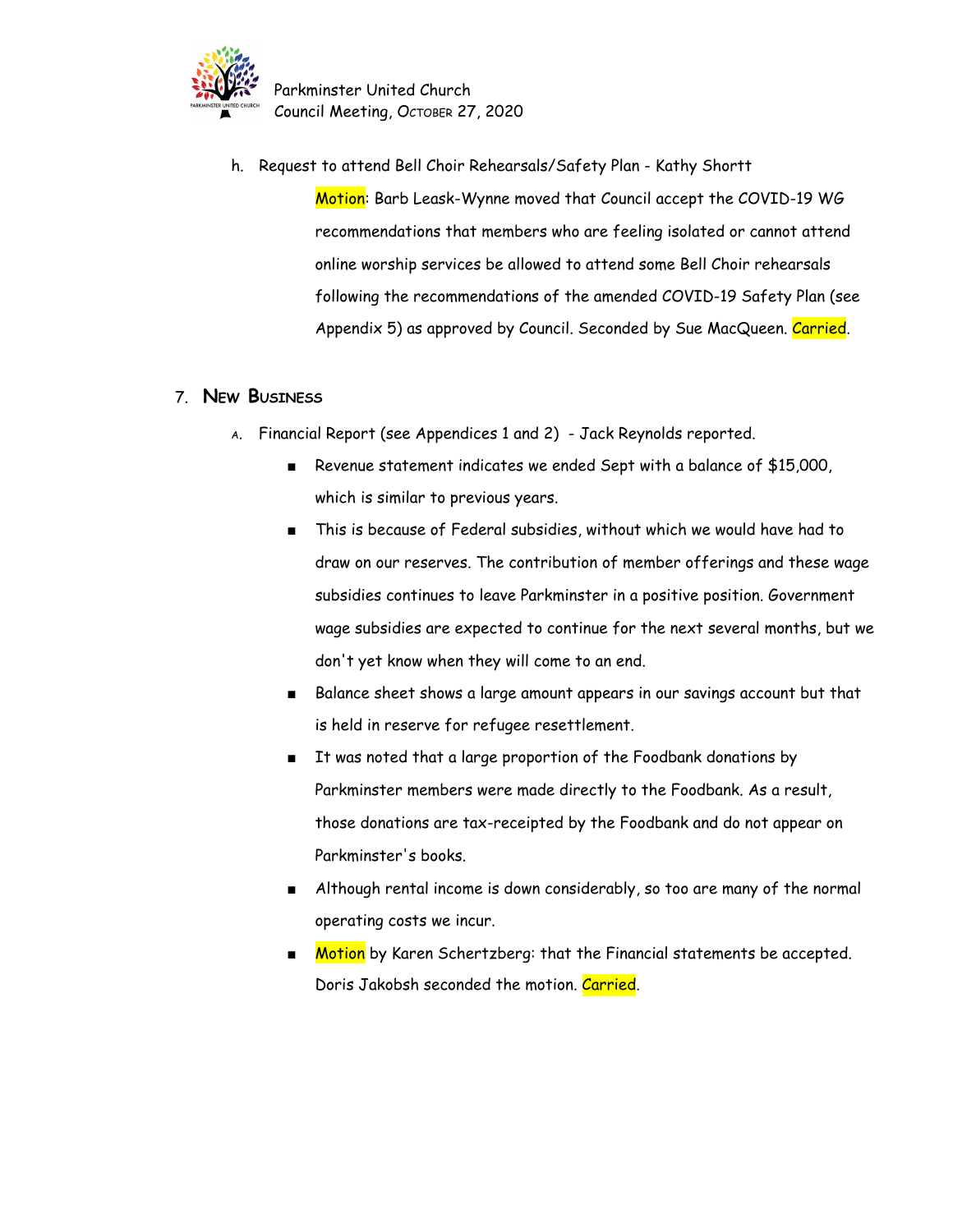h. Request to attend Bell Choir Rehearsals/Safety Plan - Kathy Shortt

Motion: Barb Leask-Wynne moved that Council accept the COVID-19 WG recommendations that members who are feeling isolated or cannot attend online worship services be allowed to attend some Bell Choir rehearsals following the recommendations of the amended COVID-19 Safety Plan (see Appendix 5) as approved by Council. Seconded by Sue MacQueen. Carried.

## 7. New Business

A. Financial Report (see Appendices 1 and 2) - Jack Reynolds reported.

- Revenue statement indicates we ended Sept with a balance of $15,000, which is similar to previous years.
- This is because of Federal subsidies, without which we would have had to draw on our reserves. The contribution of member offerings and these wage subsidies continues to leave Parkminster in a positive position. Government wage subsidies are expected to continue for the next several months, but we don't yet know when they will come to an end.
- Balance sheet shows a large amount appears in our savings account but that is held in reserve for refugee resettlement.
- It was noted that a large proportion of the Foodbank donations by Parkminster members were made directly to the Foodbank. As a result, those donations are tax-receipted by the Foodbank and do not appear on Parkminster's books.
- Although rental income is down considerably, so too are many of the normal operating costs we incur.
- Motion by Karen Schertzberg: that the Financial statements be accepted. Doris Jakobsh seconded the motion. Carried.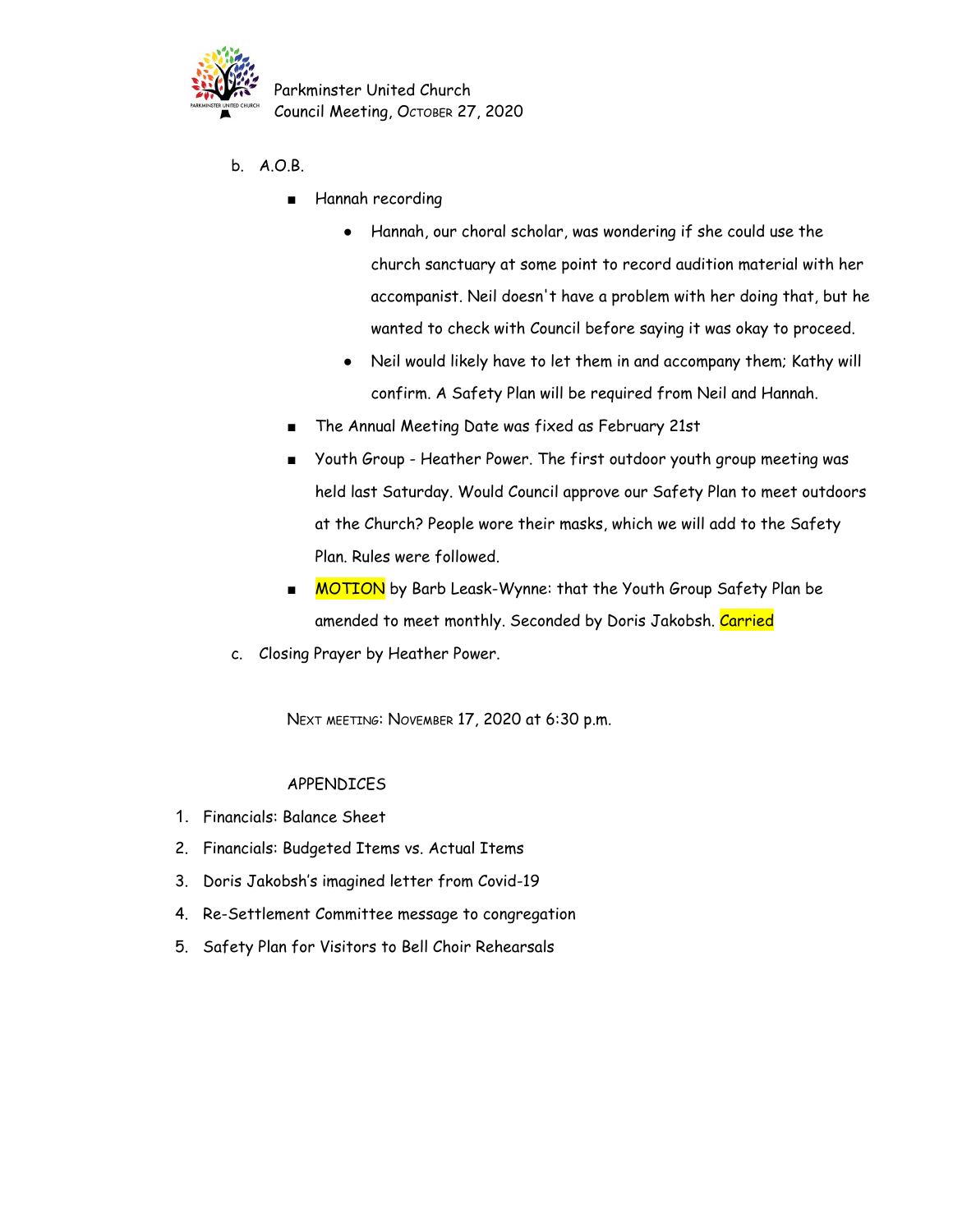b. A.O.B.

- Hannah recording
  - Hannah, our choral scholar, was wondering if she could use the church sanctuary at some point to record audition material with her accompanist. Neil doesn't have a problem with her doing that, but he wanted to check with Council before saying it was okay to proceed.
  - Neil would likely have to let them in and accompany them; Kathy will confirm. A Safety Plan will be required from Neil and Hannah.
- The Annual Meeting Date was fixed as February 21st
- Youth Group - Heather Power. The first outdoor youth group meeting was held last Saturday. Would Council approve our Safety Plan to meet outdoors at the Church? People wore their masks, which we will add to the Safety Plan. Rules were followed.
- MOTION by Barb Leask-Wynne: that the Youth Group Safety Plan be amended to meet monthly. Seconded by Doris Jakobsh. Carried

c. Closing Prayer by Heather Power.

NEXT MEETING: NOVEMBER 17, 2020 at 6:30 p.m.

APPENDICES

1. Financials: Balance Sheet
2. Financials: Budgeted Items vs. Actual Items
3. Doris Jakobsh's imagined letter from Covid-19
4. Re-Settlement Committee message to congregation
5. Safety Plan for Visitors to Bell Choir Rehearsals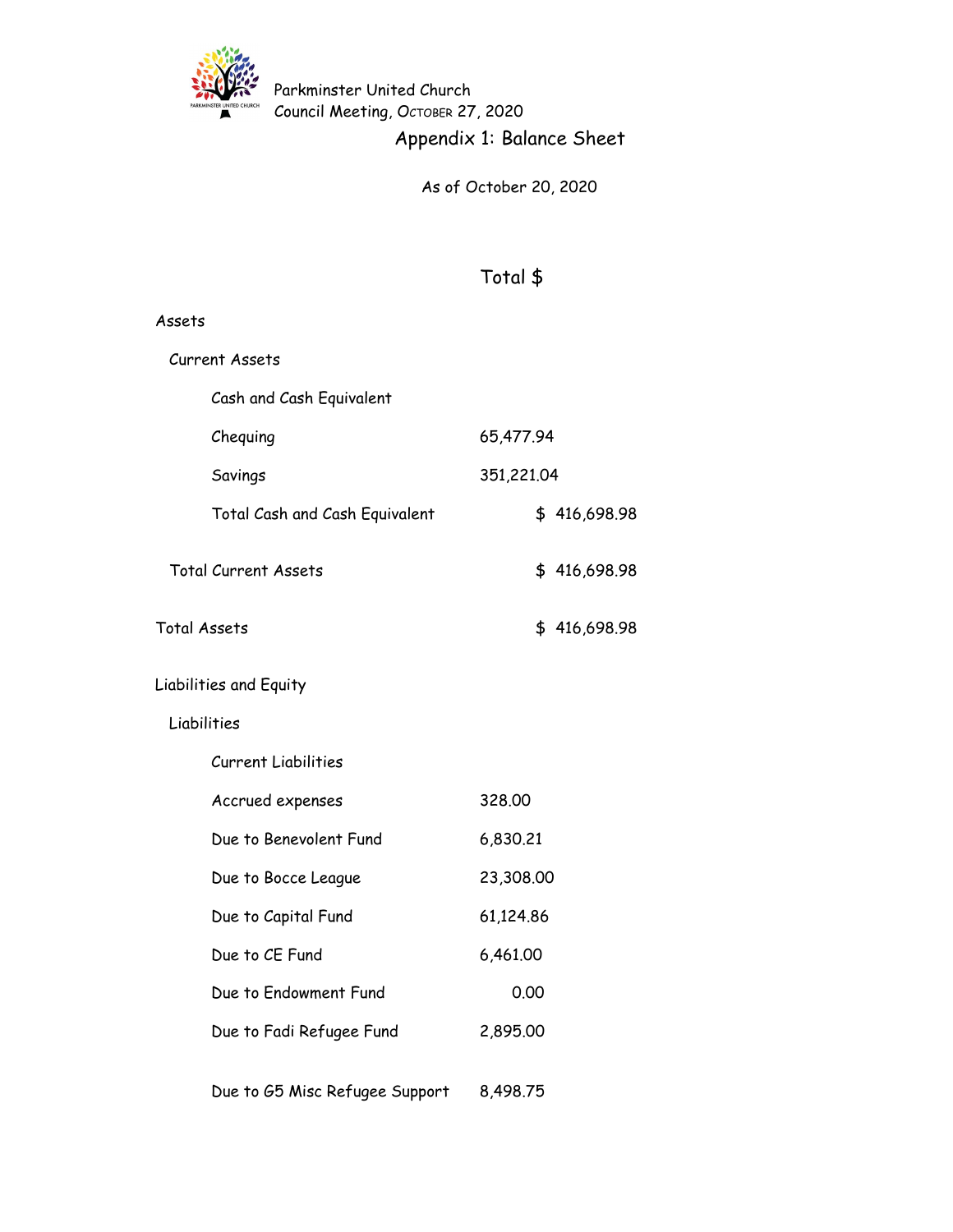Parkminster United Church
Council Meeting, October 27, 2020

# Appendix 1: Balance Sheet

As of October 20, 2020

| | Total $ | |
|---|---|---|
| **Assets** | | |
| Current Assets | | |
| Cash and Cash Equivalent | | |
| Chequing | 65,477.94 | |
| Savings | 351,221.04 | |
| Total Cash and Cash Equivalent | | $ 416,698.98 |
| Total Current Assets | | $ 416,698.98 |
| Total Assets | | $ 416,698.98 |
| **Liabilities and Equity** | | |
| Liabilities | | |
| Current Liabilities | | |
| Accrued expenses | 328.00 | |
| Due to Benevolent Fund | 6,830.21 | |
| Due to Bocce League | 23,308.00 | |
| Due to Capital Fund | 61,124.86 | |
| Due to CE Fund | 6,461.00 | |
| Due to Endowment Fund | 0.00 | |
| Due to Fadi Refugee Fund | 2,895.00 | |
| Due to G5 Misc Refugee Support | 8,498.75 | |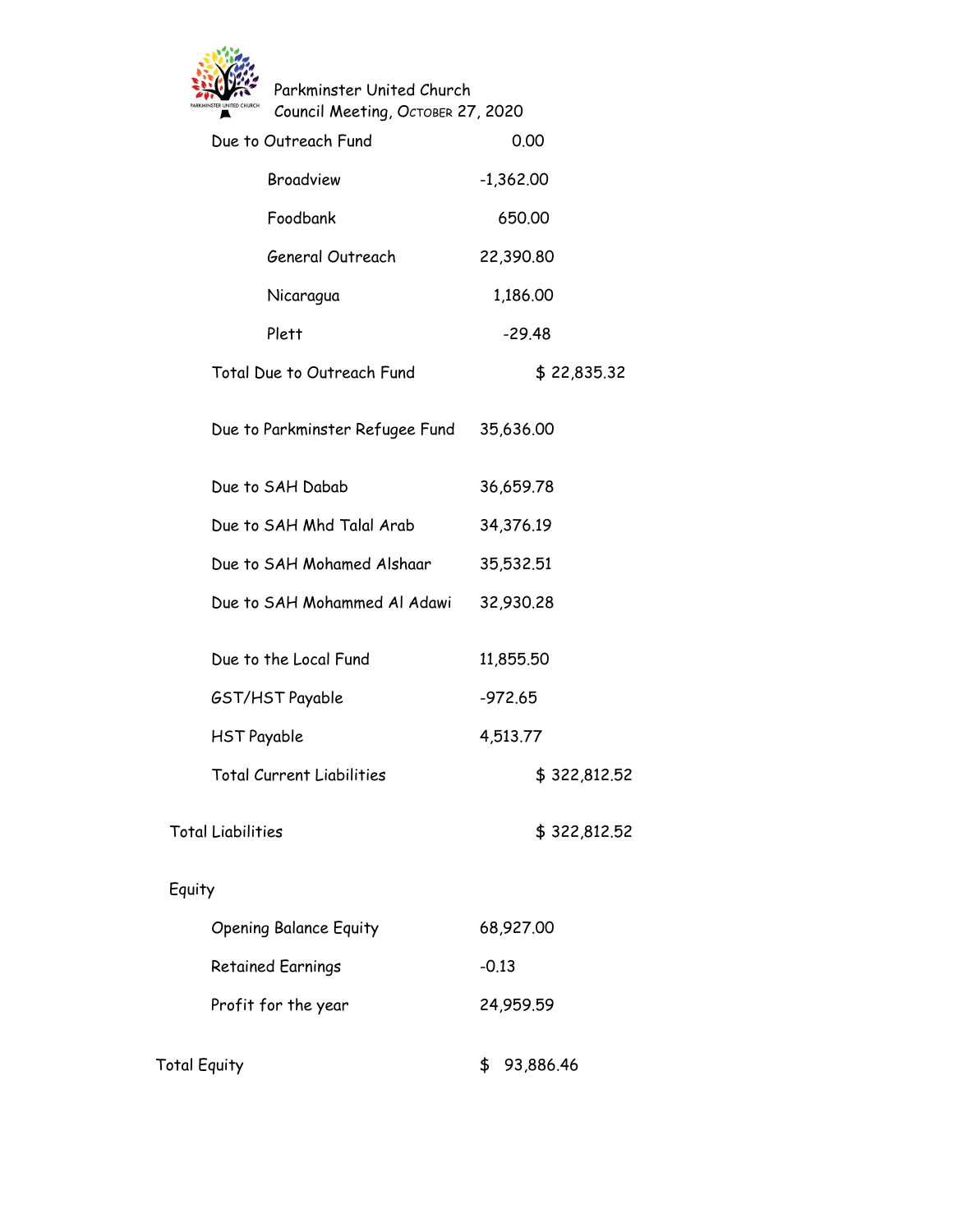Parkminster United Church
Council Meeting, October 27, 2020

| | | |
|---|---|---|
| Due to Outreach Fund | 0.00 | |
| Broadview | -1,362.00 | |
| Foodbank | 650.00 | |
| General Outreach | 22,390.80 | |
| Nicaragua | 1,186.00 | |
| Plett | -29.48 | |
| Total Due to Outreach Fund | | $ 22,835.32 |
| Due to Parkminster Refugee Fund | 35,636.00 | |
| Due to SAH Dabab | 36,659.78 | |
| Due to SAH Mhd Talal Arab | 34,376.19 | |
| Due to SAH Mohamed Alshaar | 35,532.51 | |
| Due to SAH Mohammed Al Adawi | 32,930.28 | |
| Due to the Local Fund | 11,855.50 | |
| GST/HST Payable | -972.65 | |
| HST Payable | 4,513.77 | |
| Total Current Liabilities | | $ 322,812.52 |
| Total Liabilities | | $ 322,812.52 |
| Equity | | |
| Opening Balance Equity | 68,927.00 | |
| Retained Earnings | -0.13 | |
| Profit for the year | 24,959.59 | |
| Total Equity | $ 93,886.46 | |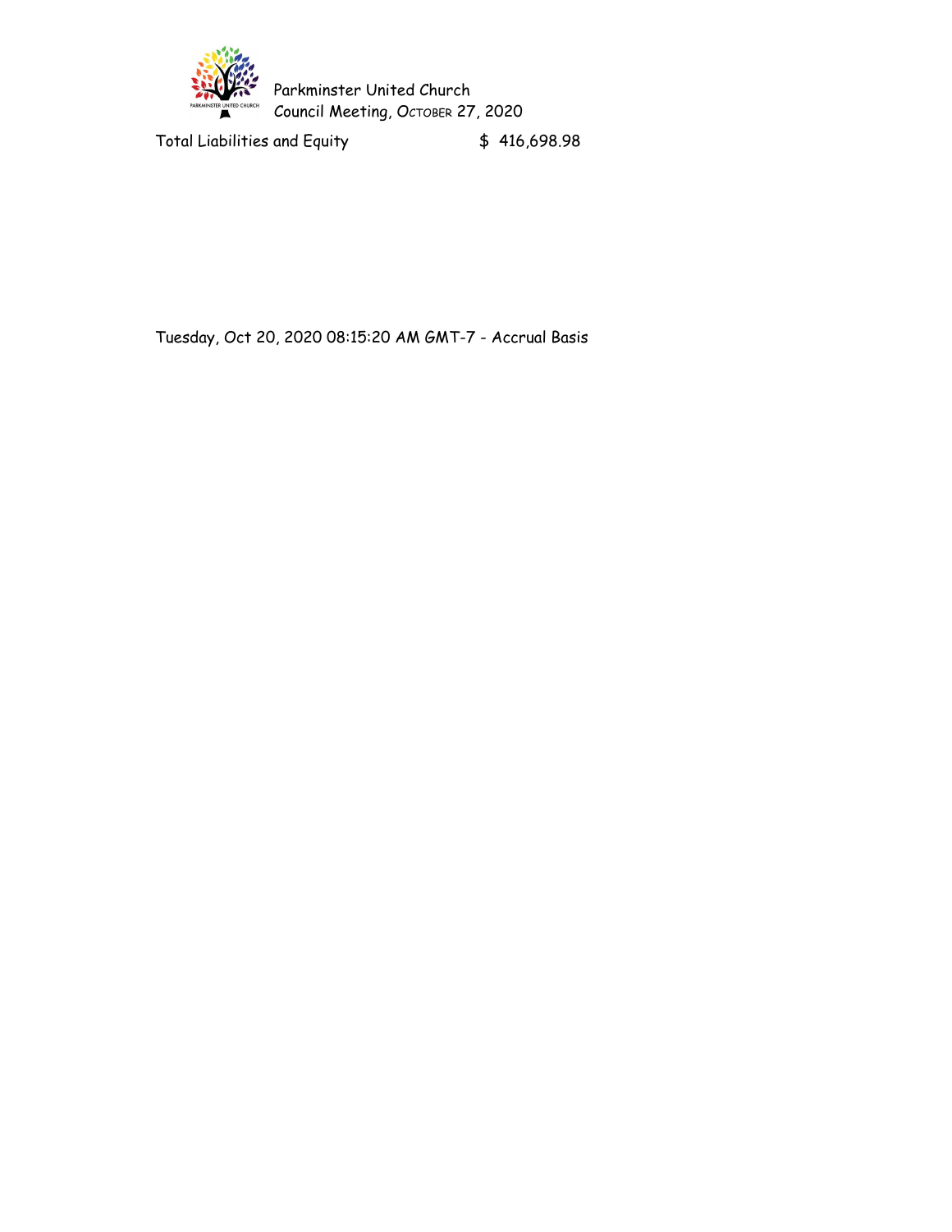| | |
|---|---|
| Total Liabilities and Equity | $ 416,698.98 |

Tuesday, Oct 20, 2020 08:15:20 AM GMT-7 - Accrual Basis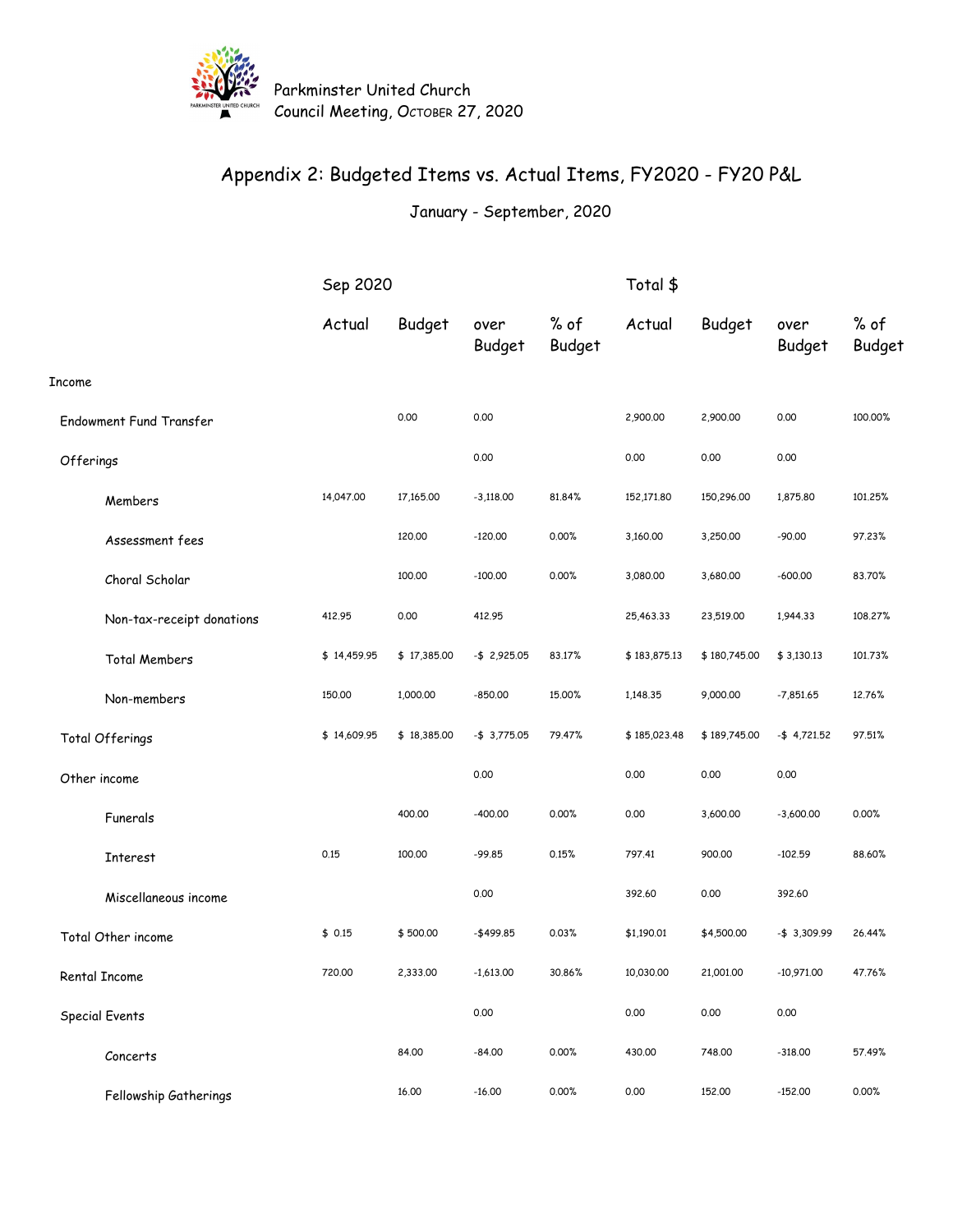Parkminster United Church
Council Meeting, October 27, 2020

# Appendix 2: Budgeted Items vs. Actual Items, FY2020 - FY20 P&L

## January - September, 2020

| | Sep 2020 | | | | Total $ | | | |
|---|---|---|---|---|---|---|---|---|
| | Actual | Budget | over Budget | % of Budget | Actual | Budget | over Budget | % of Budget |
| Income | | | | | | | | |
| Endowment Fund Transfer | | 0.00 | 0.00 | | 2,900.00 | 2,900.00 | 0.00 | 100.00% |
| Offerings | | | 0.00 | | 0.00 | 0.00 | 0.00 | |
| Members | 14,047.00 | 17,165.00 | -3,118.00 | 81.84% | 152,171.80 | 150,296.00 | 1,875.80 | 101.25% |
| Assessment fees | | 120.00 | -120.00 | 0.00% | 3,160.00 | 3,250.00 | -90.00 | 97.23% |
| Choral Scholar | | 100.00 | -100.00 | 0.00% | 3,080.00 | 3,680.00 | -600.00 | 83.70% |
| Non-tax-receipt donations | 412.95 | 0.00 | 412.95 | | 25,463.33 | 23,519.00 | 1,944.33 | 108.27% |
| Total Members | $ 14,459.95 | $ 17,385.00 | -$ 2,925.05 | 83.17% | $ 183,875.13 | $ 180,745.00 | $ 3,130.13 | 101.73% |
| Non-members | 150.00 | 1,000.00 | -850.00 | 15.00% | 1,148.35 | 9,000.00 | -7,851.65 | 12.76% |
| Total Offerings | $ 14,609.95 | $ 18,385.00 | -$ 3,775.05 | 79.47% | $ 185,023.48 | $ 189,745.00 | -$ 4,721.52 | 97.51% |
| Other income | | | 0.00 | | 0.00 | 0.00 | 0.00 | |
| Funerals | | 400.00 | -400.00 | 0.00% | 0.00 | 3,600.00 | -3,600.00 | 0.00% |
| Interest | 0.15 | 100.00 | -99.85 | 0.15% | 797.41 | 900.00 | -102.59 | 88.60% |
| Miscellaneous income | | | 0.00 | | 392.60 | 0.00 | 392.60 | |
| Total Other income | $ 0.15 | $ 500.00 | -$499.85 | 0.03% | $1,190.01 | $4,500.00 | -$ 3,309.99 | 26.44% |
| Rental Income | 720.00 | 2,333.00 | -1,613.00 | 30.86% | 10,030.00 | 21,001.00 | -10,971.00 | 47.76% |
| Special Events | | | 0.00 | | 0.00 | 0.00 | 0.00 | |
| Concerts | | 84.00 | -84.00 | 0.00% | 430.00 | 748.00 | -318.00 | 57.49% |
| Fellowship Gatherings | | 16.00 | -16.00 | 0.00% | 0.00 | 152.00 | -152.00 | 0.00% |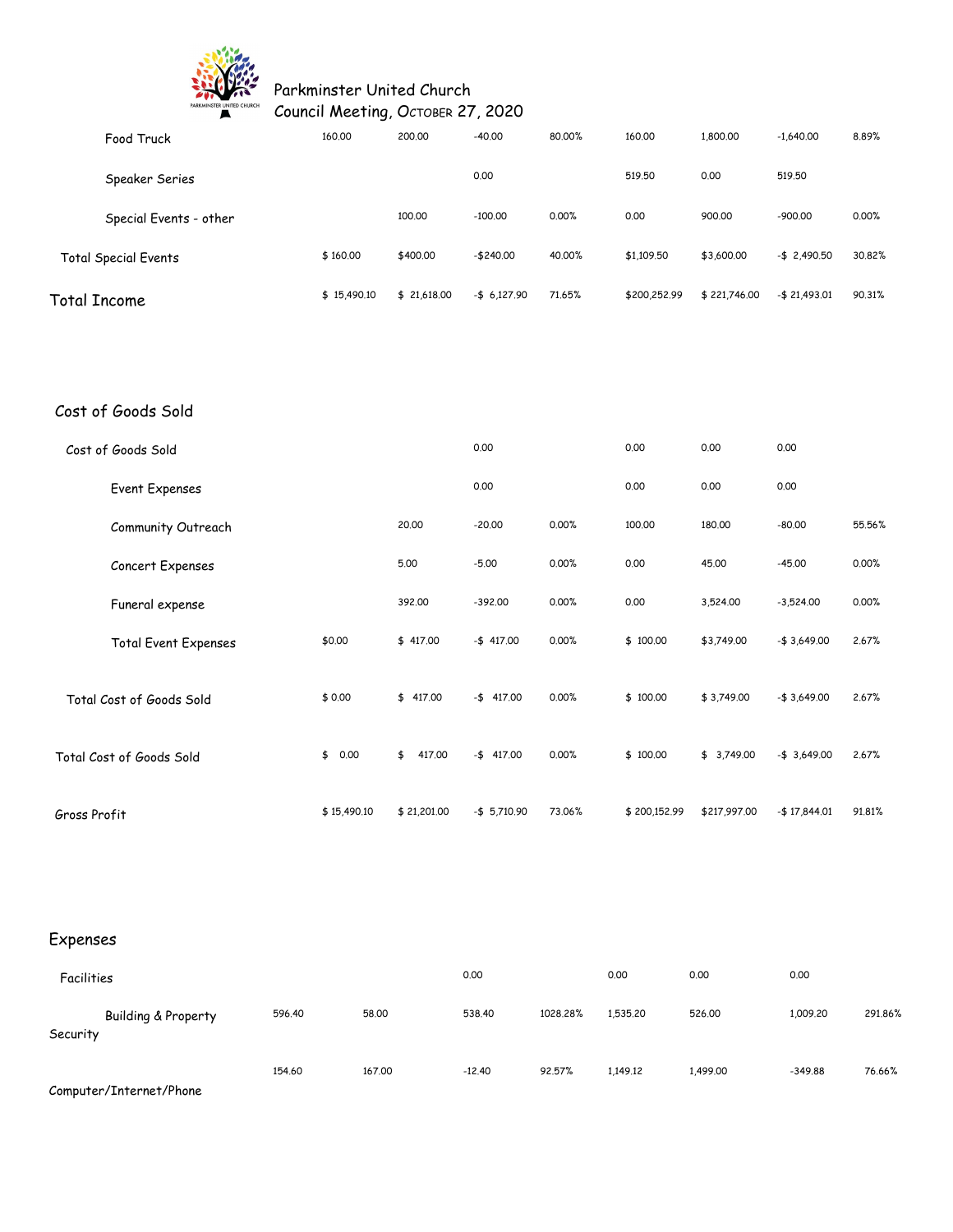Parkminster United Church
Council Meeting, October 27, 2020

| | | | | | | | | |
|---|---|---|---|---|---|---|---|---|
| Food Truck | 160.00 | 200.00 | -40.00 | 80.00% | 160.00 | 1,800.00 | -1,640.00 | 8.89% |
| Speaker Series | | | 0.00 | | 519.50 | 0.00 | 519.50 | |
| Special Events - other | | 100.00 | -100.00 | 0.00% | 0.00 | 900.00 | -900.00 | 0.00% |
| Total Special Events | $ 160.00 | $400.00 | -$240.00 | 40.00% | $1,109.50 | $3,600.00 | -$ 2,490.50 | 30.82% |
| Total Income | $ 15,490.10 | $ 21,618.00 | -$ 6,127.90 | 71.65% | $200,252.99 | $ 221,746.00 | -$ 21,493.01 | 90.31% |

## Cost of Goods Sold

| | | | | | | | | |
|---|---|---|---|---|---|---|---|---|
| Cost of Goods Sold | | | 0.00 | | 0.00 | 0.00 | 0.00 | |
| Event Expenses | | | 0.00 | | 0.00 | 0.00 | 0.00 | |
| Community Outreach | | 20.00 | -20.00 | 0.00% | 100.00 | 180.00 | -80.00 | 55.56% |
| Concert Expenses | | 5.00 | -5.00 | 0.00% | 0.00 | 45.00 | -45.00 | 0.00% |
| Funeral expense | | 392.00 | -392.00 | 0.00% | 0.00 | 3,524.00 | -3,524.00 | 0.00% |
| Total Event Expenses | $0.00 | $ 417.00 | -$ 417.00 | 0.00% | $ 100.00 | $3,749.00 | -$ 3,649.00 | 2.67% |
| Total Cost of Goods Sold | $ 0.00 | $ 417.00 | -$ 417.00 | 0.00% | $ 100.00 | $ 3,749.00 | -$ 3,649.00 | 2.67% |
| Total Cost of Goods Sold | $ 0.00 | $ 417.00 | -$ 417.00 | 0.00% | $ 100.00 | $ 3,749.00 | -$ 3,649.00 | 2.67% |
| Gross Profit | $ 15,490.10 | $ 21,201.00 | -$ 5,710.90 | 73.06% | $ 200,152.99 | $217,997.00 | -$ 17,844.01 | 91.81% |

## Expenses

| | | | | | | | | |
|---|---|---|---|---|---|---|---|---|
| Facilities | | | 0.00 | | 0.00 | 0.00 | 0.00 | |
| Building & Property Security | 596.40 | 58.00 | 538.40 | 1028.28% | 1,535.20 | 526.00 | 1,009.20 | 291.86% |
| Computer/Internet/Phone | 154.60 | 167.00 | -12.40 | 92.57% | 1,149.12 | 1,499.00 | -349.88 | 76.66% |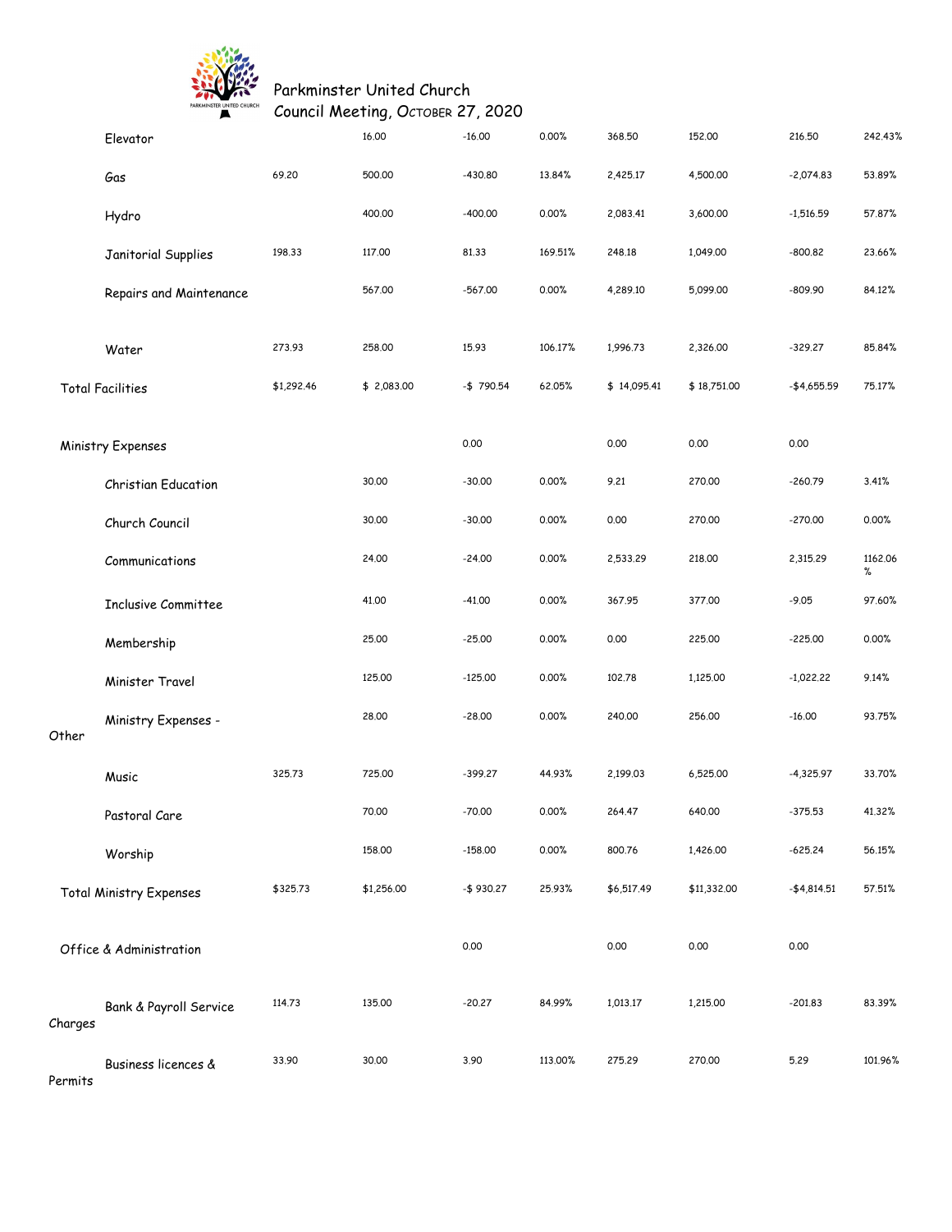Parkminster United Church
Council Meeting, October 27, 2020

| | | | | | | | | |
|---|---|---|---|---|---|---|---|---|
| Elevator | | 16.00 | -16.00 | 0.00% | 368.50 | 152.00 | 216.50 | 242.43% |
| Gas | 69.20 | 500.00 | -430.80 | 13.84% | 2,425.17 | 4,500.00 | -2,074.83 | 53.89% |
| Hydro | | 400.00 | -400.00 | 0.00% | 2,083.41 | 3,600.00 | -1,516.59 | 57.87% |
| Janitorial Supplies | 198.33 | 117.00 | 81.33 | 169.51% | 248.18 | 1,049.00 | -800.82 | 23.66% |
| Repairs and Maintenance | | 567.00 | -567.00 | 0.00% | 4,289.10 | 5,099.00 | -809.90 | 84.12% |
| Water | 273.93 | 258.00 | 15.93 | 106.17% | 1,996.73 | 2,326.00 | -329.27 | 85.84% |
| Total Facilities | $1,292.46 | $ 2,083.00 | -$ 790.54 | 62.05% | $ 14,095.41 | $ 18,751.00 | -$4,655.59 | 75.17% |
| Ministry Expenses | | | 0.00 | | 0.00 | 0.00 | 0.00 | |
| Christian Education | | 30.00 | -30.00 | 0.00% | 9.21 | 270.00 | -260.79 | 3.41% |
| Church Council | | 30.00 | -30.00 | 0.00% | 0.00 | 270.00 | -270.00 | 0.00% |
| Communications | | 24.00 | -24.00 | 0.00% | 2,533.29 | 218.00 | 2,315.29 | 1162.06 % |
| Inclusive Committee | | 41.00 | -41.00 | 0.00% | 367.95 | 377.00 | -9.05 | 97.60% |
| Membership | | 25.00 | -25.00 | 0.00% | 0.00 | 225.00 | -225.00 | 0.00% |
| Minister Travel | | 125.00 | -125.00 | 0.00% | 102.78 | 1,125.00 | -1,022.22 | 9.14% |
| Ministry Expenses - Other | | 28.00 | -28.00 | 0.00% | 240.00 | 256.00 | -16.00 | 93.75% |
| Music | 325.73 | 725.00 | -399.27 | 44.93% | 2,199.03 | 6,525.00 | -4,325.97 | 33.70% |
| Pastoral Care | | 70.00 | -70.00 | 0.00% | 264.47 | 640.00 | -375.53 | 41.32% |
| Worship | | 158.00 | -158.00 | 0.00% | 800.76 | 1,426.00 | -625.24 | 56.15% |
| Total Ministry Expenses | $325.73 | $1,256.00 | -$ 930.27 | 25.93% | $6,517.49 | $11,332.00 | -$4,814.51 | 57.51% |
| Office & Administration | | | 0.00 | | 0.00 | 0.00 | 0.00 | |
| Bank & Payroll Service Charges | 114.73 | 135.00 | -20.27 | 84.99% | 1,013.17 | 1,215.00 | -201.83 | 83.39% |
| Business licences & Permits | 33.90 | 30.00 | 3.90 | 113.00% | 275.29 | 270.00 | 5.29 | 101.96% |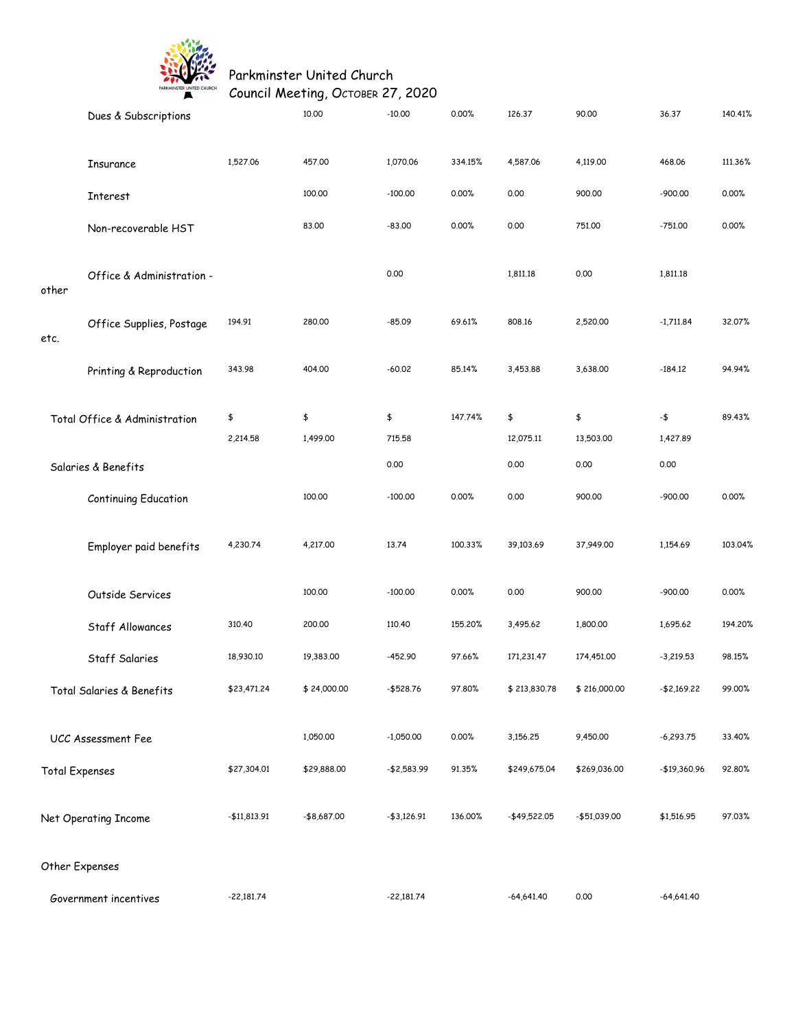Parkminster United Church
Council Meeting, October 27, 2020

| | | | | | | | | |
|---|---|---|---|---|---|---|---|---|
| Dues & Subscriptions | | 10.00 | -10.00 | 0.00% | 126.37 | 90.00 | 36.37 | 140.41% |
| Insurance | 1,527.06 | 457.00 | 1,070.06 | 334.15% | 4,587.06 | 4,119.00 | 468.06 | 111.36% |
| Interest | | 100.00 | -100.00 | 0.00% | 0.00 | 900.00 | -900.00 | 0.00% |
| Non-recoverable HST | | 83.00 | -83.00 | 0.00% | 0.00 | 751.00 | -751.00 | 0.00% |
| Office & Administration - other | | | 0.00 | | 1,811.18 | 0.00 | 1,811.18 | |
| Office Supplies, Postage etc. | 194.91 | 280.00 | -85.09 | 69.61% | 808.16 | 2,520.00 | -1,711.84 | 32.07% |
| Printing & Reproduction | 343.98 | 404.00 | -60.02 | 85.14% | 3,453.88 | 3,638.00 | -184.12 | 94.94% |
| Total Office & Administration | $ 2,214.58 | $ 1,499.00 | $ 715.58 | 147.74% | $ 12,075.11 | $ 13,503.00 | -$ 1,427.89 | 89.43% |
| Salaries & Benefits | | | 0.00 | | 0.00 | 0.00 | 0.00 | |
| Continuing Education | | 100.00 | -100.00 | 0.00% | 0.00 | 900.00 | -900.00 | 0.00% |
| Employer paid benefits | 4,230.74 | 4,217.00 | 13.74 | 100.33% | 39,103.69 | 37,949.00 | 1,154.69 | 103.04% |
| Outside Services | | 100.00 | -100.00 | 0.00% | 0.00 | 900.00 | -900.00 | 0.00% |
| Staff Allowances | 310.40 | 200.00 | 110.40 | 155.20% | 3,495.62 | 1,800.00 | 1,695.62 | 194.20% |
| Staff Salaries | 18,930.10 | 19,383.00 | -452.90 | 97.66% | 171,231.47 | 174,451.00 | -3,219.53 | 98.15% |
| Total Salaries & Benefits | $23,471.24 | $ 24,000.00 | -$528.76 | 97.80% | $ 213,830.78 | $ 216,000.00 | -$2,169.22 | 99.00% |
| UCC Assessment Fee | | 1,050.00 | -1,050.00 | 0.00% | 3,156.25 | 9,450.00 | -6,293.75 | 33.40% |
| Total Expenses | $27,304.01 | $29,888.00 | -$2,583.99 | 91.35% | $249,675.04 | $269,036.00 | -$19,360.96 | 92.80% |
| Net Operating Income | -$11,813.91 | -$8,687.00 | -$3,126.91 | 136.00% | -$49,522.05 | -$51,039.00 | $1,516.95 | 97.03% |
| Other Expenses | | | | | | | | |
| Government incentives | -22,181.74 | | -22,181.74 | | -64,641.40 | 0.00 | -64,641.40 | |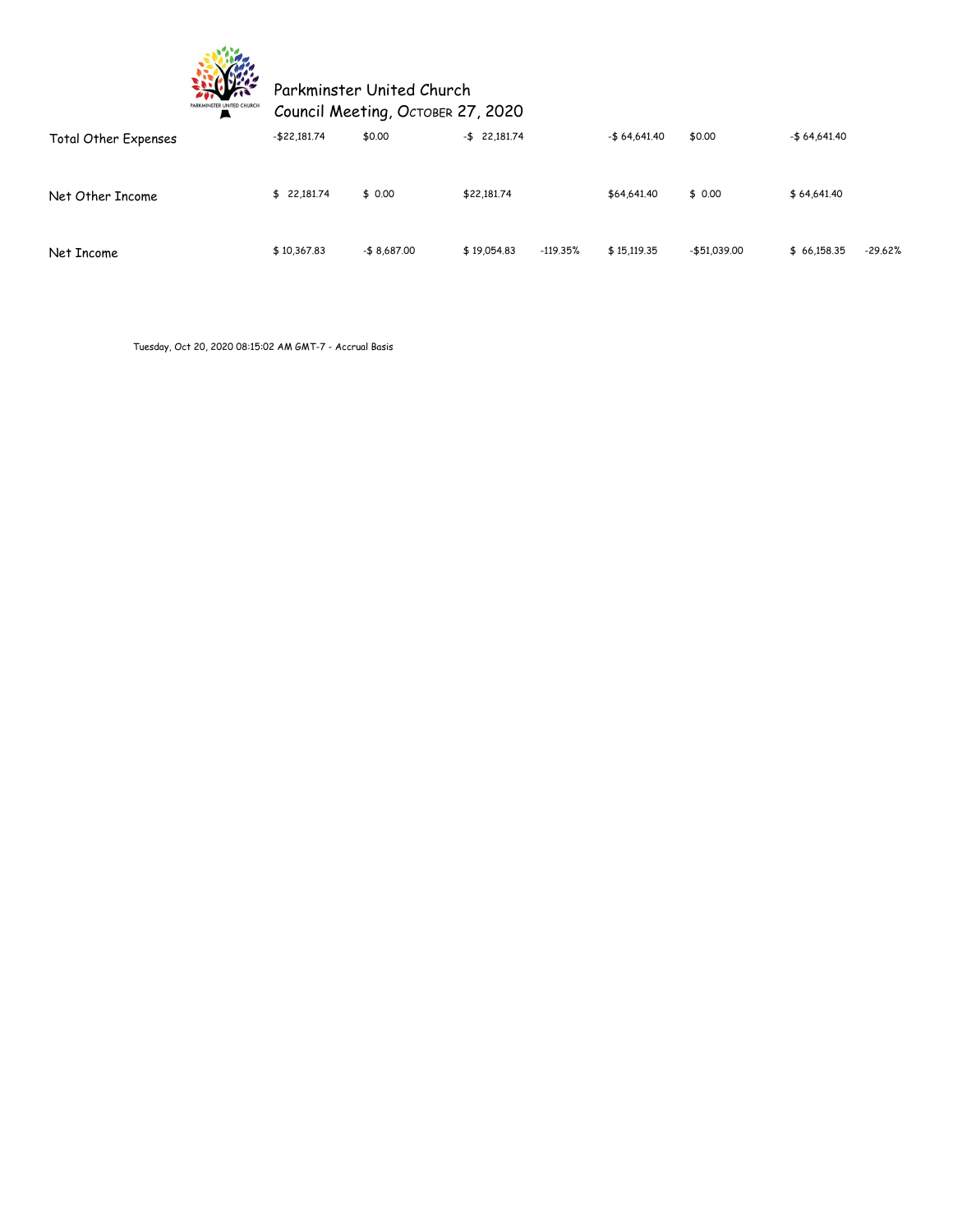Parkminster United Church
Council Meeting, October 27, 2020

| | | | | | | | | |
|---|---|---|---|---|---|---|---|---|
| Total Other Expenses | -$22,181.74 | $0.00 | -$ 22,181.74 | | -$ 64,641.40 | $0.00 | -$ 64,641.40 | |
| Net Other Income | $ 22,181.74 | $ 0.00 | $22,181.74 | | $64,641.40 | $ 0.00 | $ 64,641.40 | |
| Net Income | $ 10,367.83 | -$ 8,687.00 | $ 19,054.83 | -119.35% | $ 15,119.35 | -$51,039.00 | $ 66,158.35 | -29.62% |

Tuesday, Oct 20, 2020 08:15:02 AM GMT-7 - Accrual Basis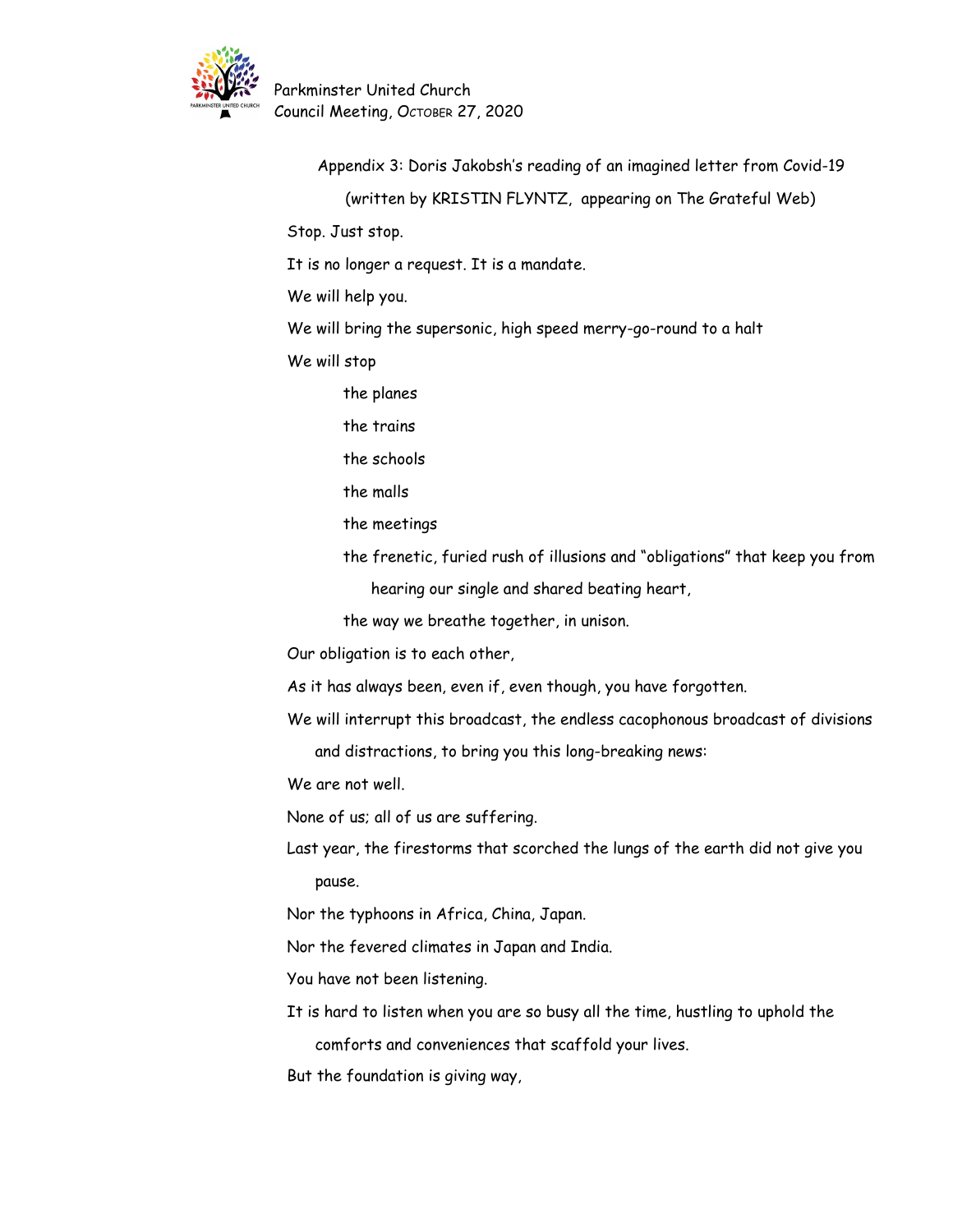Appendix 3: Doris Jakobsh's reading of an imagined letter from Covid-19

(written by KRISTIN FLYNTZ, appearing on The Grateful Web)

Stop. Just stop.

It is no longer a request. It is a mandate.

We will help you.

We will bring the supersonic, high speed merry-go-round to a halt

We will stop

the planes

the trains

the schools

the malls

the meetings

the frenetic, furied rush of illusions and "obligations" that keep you from hearing our single and shared beating heart,

the way we breathe together, in unison.

Our obligation is to each other,

As it has always been, even if, even though, you have forgotten.

We will interrupt this broadcast, the endless cacophonous broadcast of divisions and distractions, to bring you this long-breaking news:

We are not well.

None of us; all of us are suffering.

Last year, the firestorms that scorched the lungs of the earth did not give you pause.

Nor the typhoons in Africa, China, Japan.

Nor the fevered climates in Japan and India.

You have not been listening.

It is hard to listen when you are so busy all the time, hustling to uphold the comforts and conveniences that scaffold your lives.

But the foundation is giving way,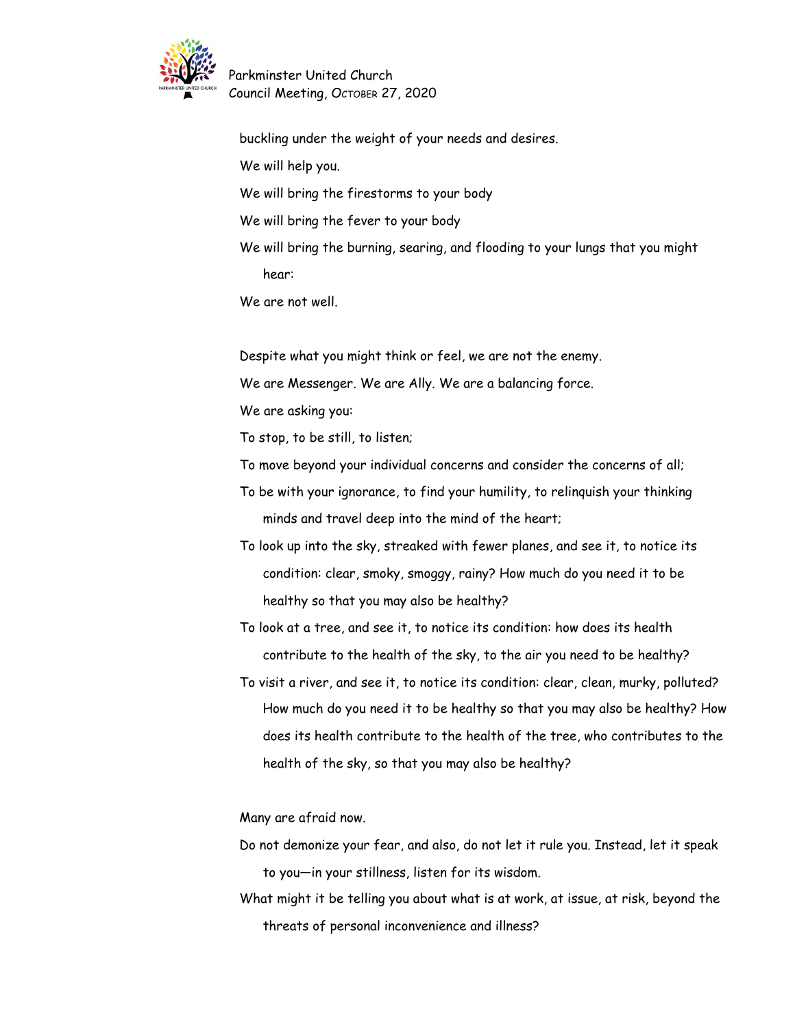buckling under the weight of your needs and desires.

We will help you.

We will bring the firestorms to your body

We will bring the fever to your body

We will bring the burning, searing, and flooding to your lungs that you might hear:

We are not well.

Despite what you might think or feel, we are not the enemy.

We are Messenger. We are Ally. We are a balancing force.

We are asking you:

To stop, to be still, to listen;

To move beyond your individual concerns and consider the concerns of all;

To be with your ignorance, to find your humility, to relinquish your thinking minds and travel deep into the mind of the heart;

To look up into the sky, streaked with fewer planes, and see it, to notice its condition: clear, smoky, smoggy, rainy? How much do you need it to be healthy so that you may also be healthy?

To look at a tree, and see it, to notice its condition: how does its health contribute to the health of the sky, to the air you need to be healthy?

To visit a river, and see it, to notice its condition: clear, clean, murky, polluted? How much do you need it to be healthy so that you may also be healthy? How does its health contribute to the health of the tree, who contributes to the health of the sky, so that you may also be healthy?

Many are afraid now.

Do not demonize your fear, and also, do not let it rule you. Instead, let it speak to you—in your stillness, listen for its wisdom.

What might it be telling you about what is at work, at issue, at risk, beyond the threats of personal inconvenience and illness?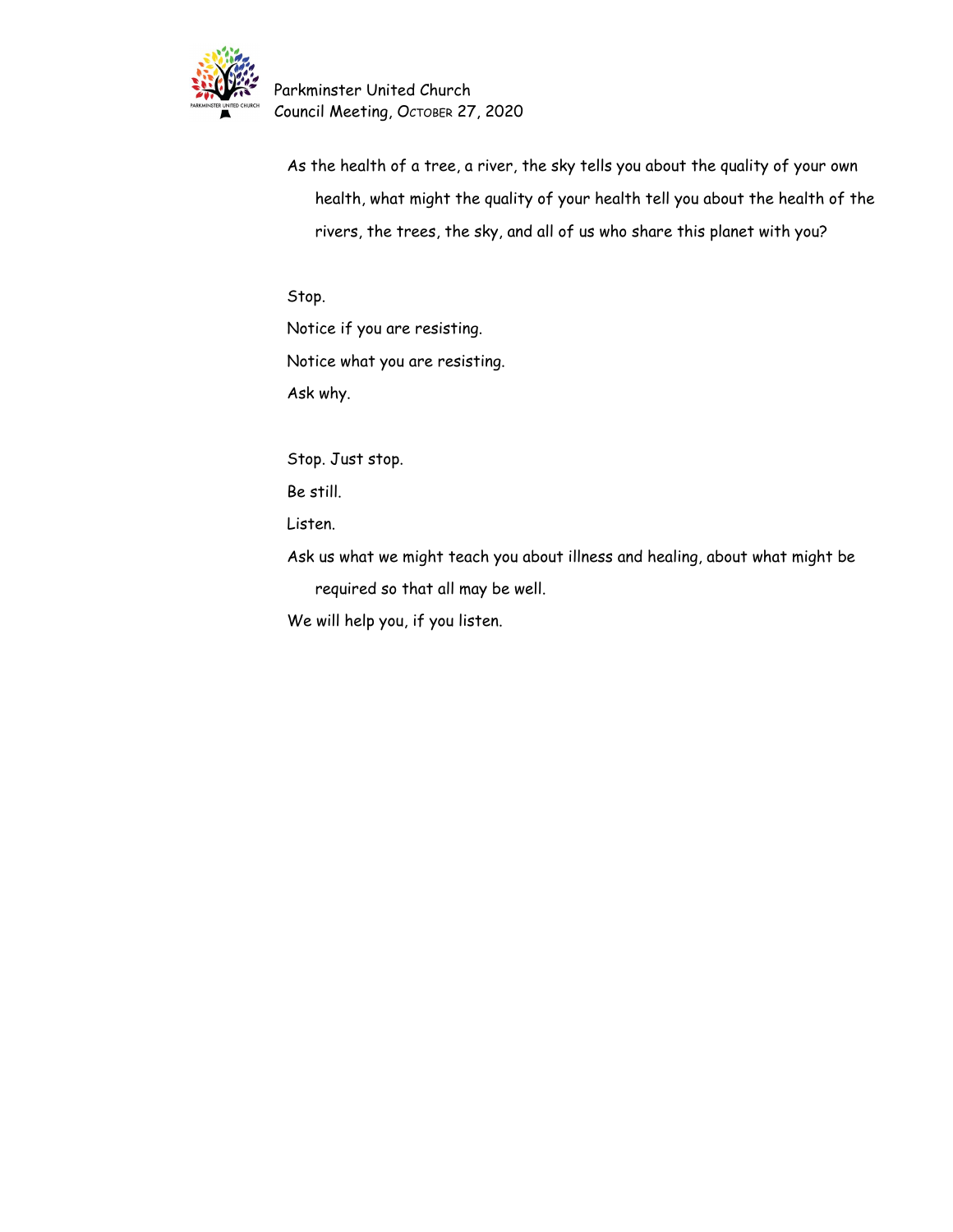As the health of a tree, a river, the sky tells you about the quality of your own health, what might the quality of your health tell you about the health of the rivers, the trees, the sky, and all of us who share this planet with you?

Stop.
Notice if you are resisting.
Notice what you are resisting.
Ask why.

Stop. Just stop.
Be still.
Listen.
Ask us what we might teach you about illness and healing, about what might be required so that all may be well.
We will help you, if you listen.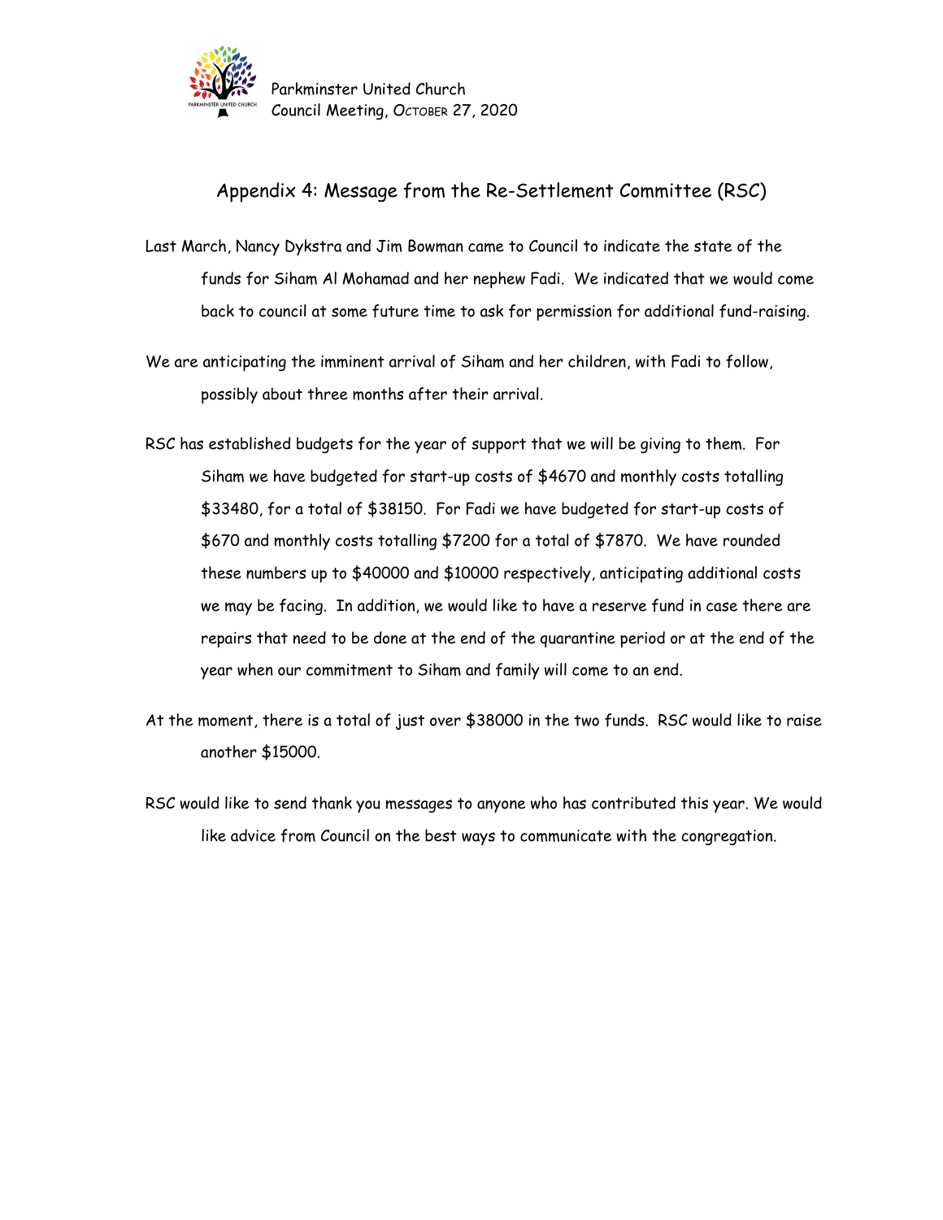## Appendix 4: Message from the Re-Settlement Committee (RSC)

Last March, Nancy Dykstra and Jim Bowman came to Council to indicate the state of the funds for Siham Al Mohamad and her nephew Fadi. We indicated that we would come back to council at some future time to ask for permission for additional fund-raising.

We are anticipating the imminent arrival of Siham and her children, with Fadi to follow, possibly about three months after their arrival.

RSC has established budgets for the year of support that we will be giving to them. For Siham we have budgeted for start-up costs of $4670 and monthly costs totalling $33480, for a total of $38150. For Fadi we have budgeted for start-up costs of $670 and monthly costs totalling $7200 for a total of $7870. We have rounded these numbers up to $40000 and $10000 respectively, anticipating additional costs we may be facing. In addition, we would like to have a reserve fund in case there are repairs that need to be done at the end of the quarantine period or at the end of the year when our commitment to Siham and family will come to an end.

At the moment, there is a total of just over $38000 in the two funds. RSC would like to raise another $15000.

RSC would like to send thank you messages to anyone who has contributed this year. We would like advice from Council on the best ways to communicate with the congregation.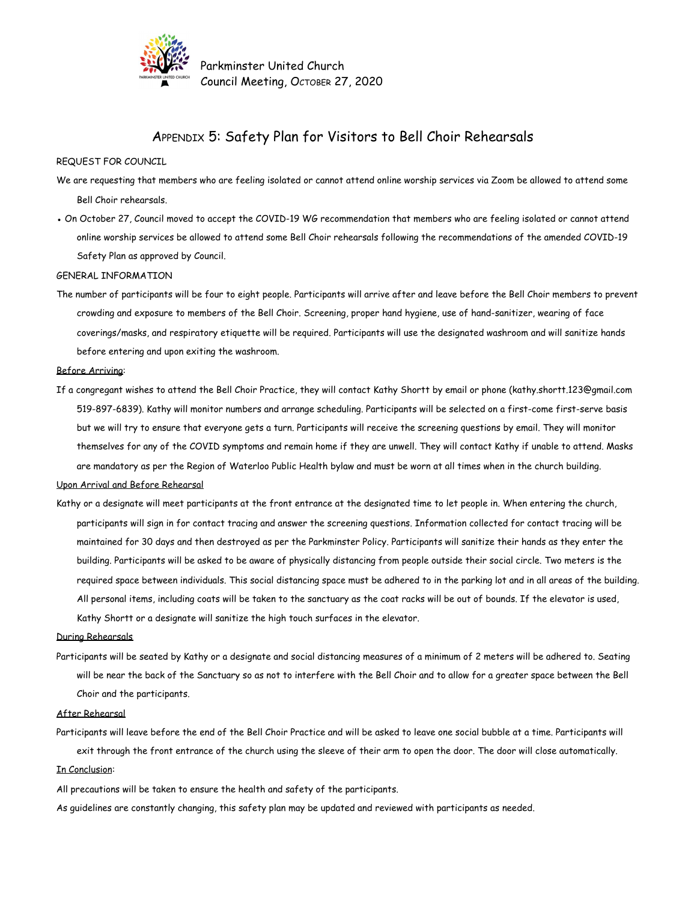Parkminster United Church
Council Meeting, October 27, 2020

## Appendix 5: Safety Plan for Visitors to Bell Choir Rehearsals

REQUEST FOR COUNCIL

We are requesting that members who are feeling isolated or cannot attend online worship services via Zoom be allowed to attend some Bell Choir rehearsals.

- On October 27, Council moved to accept the COVID-19 WG recommendation that members who are feeling isolated or cannot attend online worship services be allowed to attend some Bell Choir rehearsals following the recommendations of the amended COVID-19 Safety Plan as approved by Council.

GENERAL INFORMATION

The number of participants will be four to eight people. Participants will arrive after and leave before the Bell Choir members to prevent crowding and exposure to members of the Bell Choir. Screening, proper hand hygiene, use of hand-sanitizer, wearing of face coverings/masks, and respiratory etiquette will be required. Participants will use the designated washroom and will sanitize hands before entering and upon exiting the washroom.

Before Arriving:

If a congregant wishes to attend the Bell Choir Practice, they will contact Kathy Shortt by email or phone (kathy.shortt.123@gmail.com 519-897-6839). Kathy will monitor numbers and arrange scheduling. Participants will be selected on a first-come first-serve basis but we will try to ensure that everyone gets a turn. Participants will receive the screening questions by email. They will monitor themselves for any of the COVID symptoms and remain home if they are unwell. They will contact Kathy if unable to attend. Masks are mandatory as per the Region of Waterloo Public Health bylaw and must be worn at all times when in the church building.

Upon Arrival and Before Rehearsal

Kathy or a designate will meet participants at the front entrance at the designated time to let people in. When entering the church, participants will sign in for contact tracing and answer the screening questions. Information collected for contact tracing will be maintained for 30 days and then destroyed as per the Parkminster Policy. Participants will sanitize their hands as they enter the building. Participants will be asked to be aware of physically distancing from people outside their social circle. Two meters is the required space between individuals. This social distancing space must be adhered to in the parking lot and in all areas of the building. All personal items, including coats will be taken to the sanctuary as the coat racks will be out of bounds. If the elevator is used, Kathy Shortt or a designate will sanitize the high touch surfaces in the elevator.

During Rehearsals

Participants will be seated by Kathy or a designate and social distancing measures of a minimum of 2 meters will be adhered to. Seating will be near the back of the Sanctuary so as not to interfere with the Bell Choir and to allow for a greater space between the Bell Choir and the participants.

After Rehearsal

Participants will leave before the end of the Bell Choir Practice and will be asked to leave one social bubble at a time. Participants will exit through the front entrance of the church using the sleeve of their arm to open the door. The door will close automatically.

In Conclusion:

All precautions will be taken to ensure the health and safety of the participants.

As guidelines are constantly changing, this safety plan may be updated and reviewed with participants as needed.